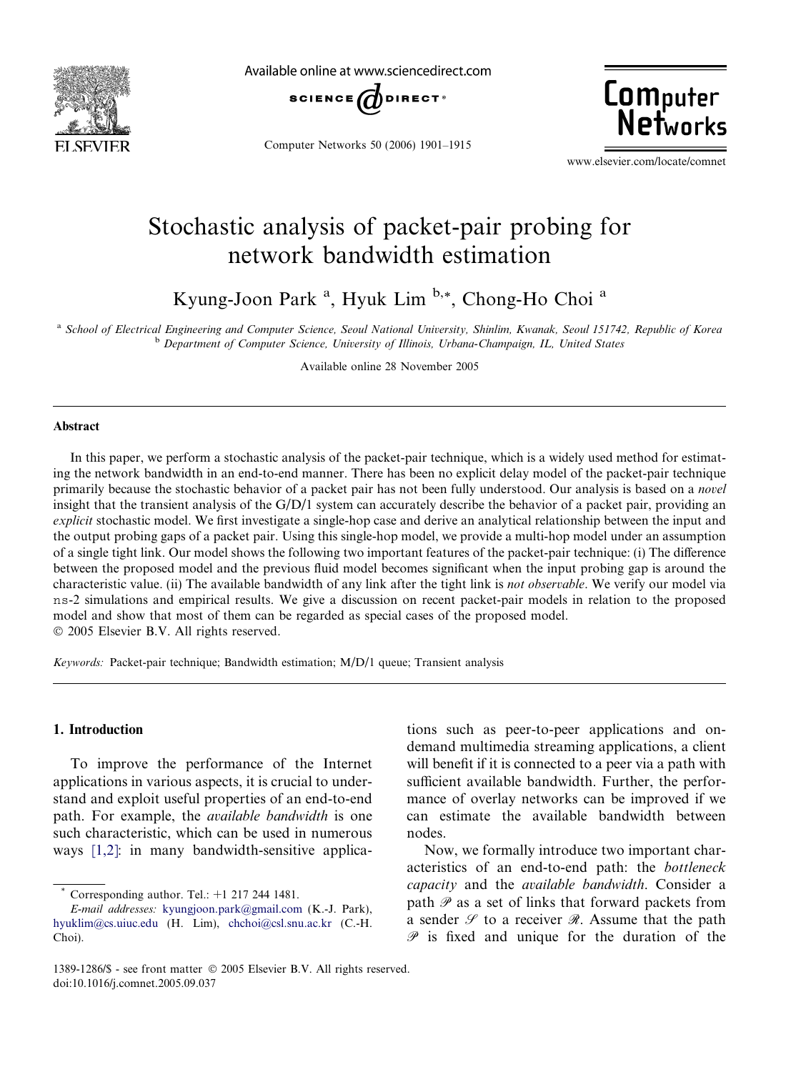# Stochastic analysis of packet-pair probing for network bandwidth estimation

Kyung-Joon Park [a], Hyuk Lim [b,*], Chong-Ho Choi [a]

[a] School of Electrical Engineering and Computer Science, Seoul National University, Shinlim, Kwanak, Seoul 151742, Republic of Korea
[b] Department of Computer Science, University of Illinois, Urbana-Champaign, IL, United States

Available online 28 November 2005

## Abstract

In this paper, we perform a stochastic analysis of the packet-pair technique, which is a widely used method for estimating the network bandwidth in an end-to-end manner. There has been no explicit delay model of the packet-pair technique primarily because the stochastic behavior of a packet pair has not been fully understood. Our analysis is based on a *novel* insight that the transient analysis of the G/D/1 system can accurately describe the behavior of a packet pair, providing an *explicit* stochastic model. We first investigate a single-hop case and derive an analytical relationship between the input and the output probing gaps of a packet pair. Using this single-hop model, we provide a multi-hop model under an assumption of a single tight link. Our model shows the following two important features of the packet-pair technique: (i) The difference between the proposed model and the previous fluid model becomes significant when the input probing gap is around the characteristic value. (ii) The available bandwidth of any link after the tight link is *not observable*. We verify our model via ns-2 simulations and empirical results. We give a discussion on recent packet-pair models in relation to the proposed model and show that most of them can be regarded as special cases of the proposed model.

© 2005 Elsevier B.V. All rights reserved.

*Keywords:* Packet-pair technique; Bandwidth estimation; M/D/1 queue; Transient analysis

## 1. Introduction

To improve the performance of the Internet applications in various aspects, it is crucial to understand and exploit useful properties of an end-to-end path. For example, the *available bandwidth* is one such characteristic, which can be used in numerous ways [1,2]: in many bandwidth-sensitive applications such as peer-to-peer applications and on-demand multimedia streaming applications, a client will benefit if it is connected to a peer via a path with sufficient available bandwidth. Further, the performance of overlay networks can be improved if we can estimate the available bandwidth between nodes.

Now, we formally introduce two important characteristics of an end-to-end path: the *bottleneck capacity* and the *available bandwidth*. Consider a path $\mathscr{P}$ as a set of links that forward packets from a sender $\mathscr{S}$ to a receiver $\mathscr{R}$. Assume that the path $\mathscr{P}$ is fixed and unique for the duration of the

---

\* Corresponding author. Tel.: +1 217 244 1481.
*E-mail addresses:* kyungjoon.park@gmail.com (K.-J. Park), hyuklim@cs.uiuc.edu (H. Lim), chchoi@csl.snu.ac.kr (C.-H. Choi).

1389-1286/$ - see front matter © 2005 Elsevier B.V. All rights reserved.
doi:10.1016/j.comnet.2005.09.037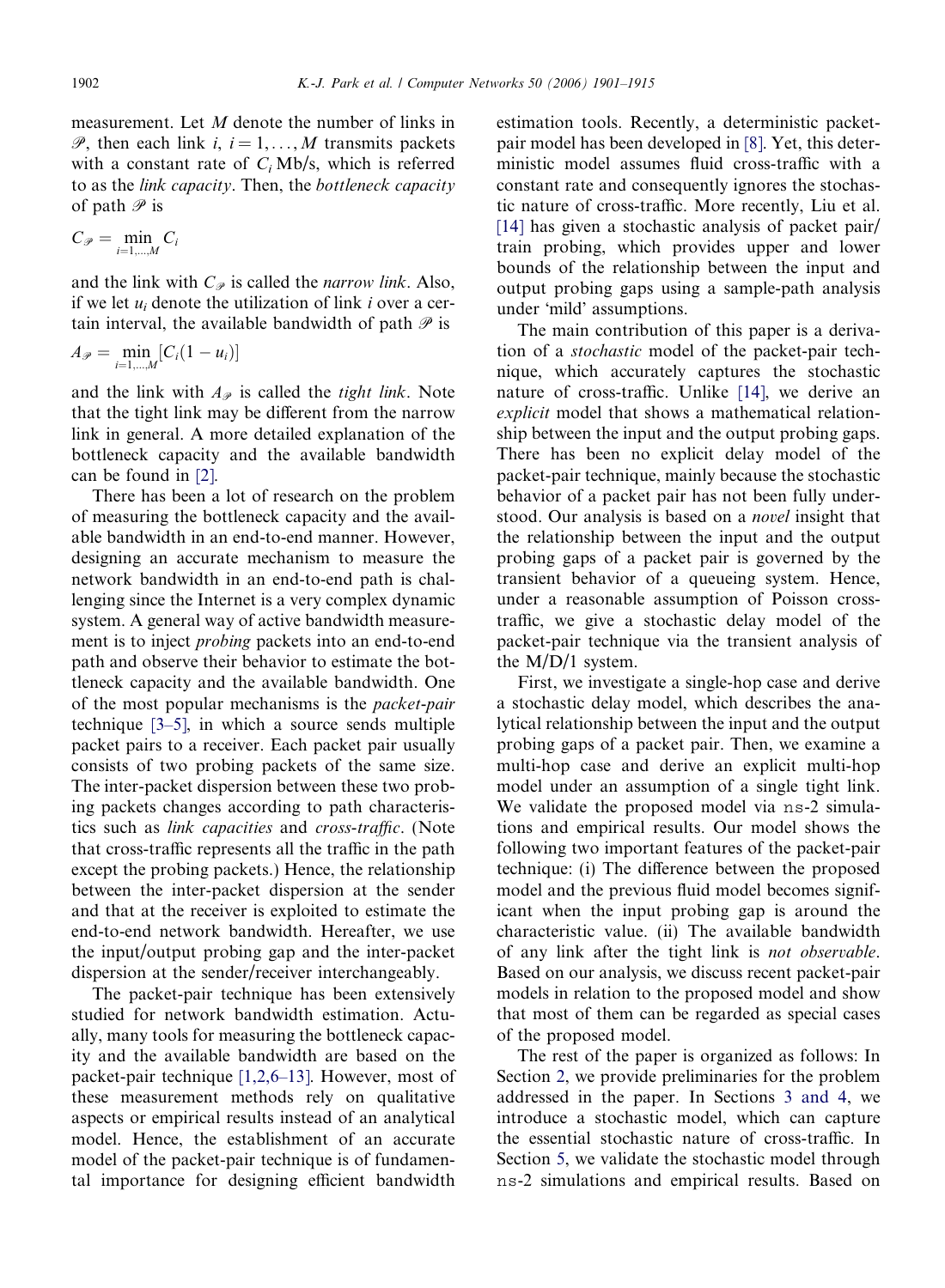measurement. Let $M$ denote the number of links in $\mathscr{P}$, then each link $i$, $i = 1, \ldots, M$ transmits packets with a constant rate of $C_i$ Mb/s, which is referred to as the *link capacity*. Then, the *bottleneck capacity* of path $\mathscr{P}$ is

$$C_{\mathscr{P}} = \min_{i=1,\ldots,M} C_i$$

and the link with $C_{\mathscr{P}}$ is called the *narrow link*. Also, if we let $u_i$ denote the utilization of link $i$ over a certain interval, the available bandwidth of path $\mathscr{P}$ is

$$A_{\mathscr{P}} = \min_{i=1,\ldots,M} [C_i(1 - u_i)]$$

and the link with $A_{\mathscr{P}}$ is called the *tight link*. Note that the tight link may be different from the narrow link in general. A more detailed explanation of the bottleneck capacity and the available bandwidth can be found in [2].

There has been a lot of research on the problem of measuring the bottleneck capacity and the available bandwidth in an end-to-end manner. However, designing an accurate mechanism to measure the network bandwidth in an end-to-end path is challenging since the Internet is a very complex dynamic system. A general way of active bandwidth measurement is to inject *probing* packets into an end-to-end path and observe their behavior to estimate the bottleneck capacity and the available bandwidth. One of the most popular mechanisms is the *packet-pair* technique [3–5], in which a source sends multiple packet pairs to a receiver. Each packet pair usually consists of two probing packets of the same size. The inter-packet dispersion between these two probing packets changes according to path characteristics such as *link capacities* and *cross-traffic*. (Note that cross-traffic represents all the traffic in the path except the probing packets.) Hence, the relationship between the inter-packet dispersion at the sender and that at the receiver is exploited to estimate the end-to-end network bandwidth. Hereafter, we use the input/output probing gap and the inter-packet dispersion at the sender/receiver interchangeably.

The packet-pair technique has been extensively studied for network bandwidth estimation. Actually, many tools for measuring the bottleneck capacity and the available bandwidth are based on the packet-pair technique [1,2,6–13]. However, most of these measurement methods rely on qualitative aspects or empirical results instead of an analytical model. Hence, the establishment of an accurate model of the packet-pair technique is of fundamental importance for designing efficient bandwidth estimation tools. Recently, a deterministic packet-pair model has been developed in [8]. Yet, this deterministic model assumes fluid cross-traffic with a constant rate and consequently ignores the stochastic nature of cross-traffic. More recently, Liu et al. [14] has given a stochastic analysis of packet pair/train probing, which provides upper and lower bounds of the relationship between the input and output probing gaps using a sample-path analysis under 'mild' assumptions.

The main contribution of this paper is a derivation of a *stochastic* model of the packet-pair technique, which accurately captures the stochastic nature of cross-traffic. Unlike [14], we derive an *explicit* model that shows a mathematical relationship between the input and the output probing gaps. There has been no explicit delay model of the packet-pair technique, mainly because the stochastic behavior of a packet pair has not been fully understood. Our analysis is based on a *novel* insight that the relationship between the input and the output probing gaps of a packet pair is governed by the transient behavior of a queueing system. Hence, under a reasonable assumption of Poisson cross-traffic, we give a stochastic delay model of the packet-pair technique via the transient analysis of the M/D/1 system.

First, we investigate a single-hop case and derive a stochastic delay model, which describes the analytical relationship between the input and the output probing gaps of a packet pair. Then, we examine a multi-hop case and derive an explicit multi-hop model under an assumption of a single tight link. We validate the proposed model via ns-2 simulations and empirical results. Our model shows the following two important features of the packet-pair technique: (i) The difference between the proposed model and the previous fluid model becomes significant when the input probing gap is around the characteristic value. (ii) The available bandwidth of any link after the tight link is *not observable*. Based on our analysis, we discuss recent packet-pair models in relation to the proposed model and show that most of them can be regarded as special cases of the proposed model.

The rest of the paper is organized as follows: In Section 2, we provide preliminaries for the problem addressed in the paper. In Sections 3 and 4, we introduce a stochastic model, which can capture the essential stochastic nature of cross-traffic. In Section 5, we validate the stochastic model through ns-2 simulations and empirical results. Based on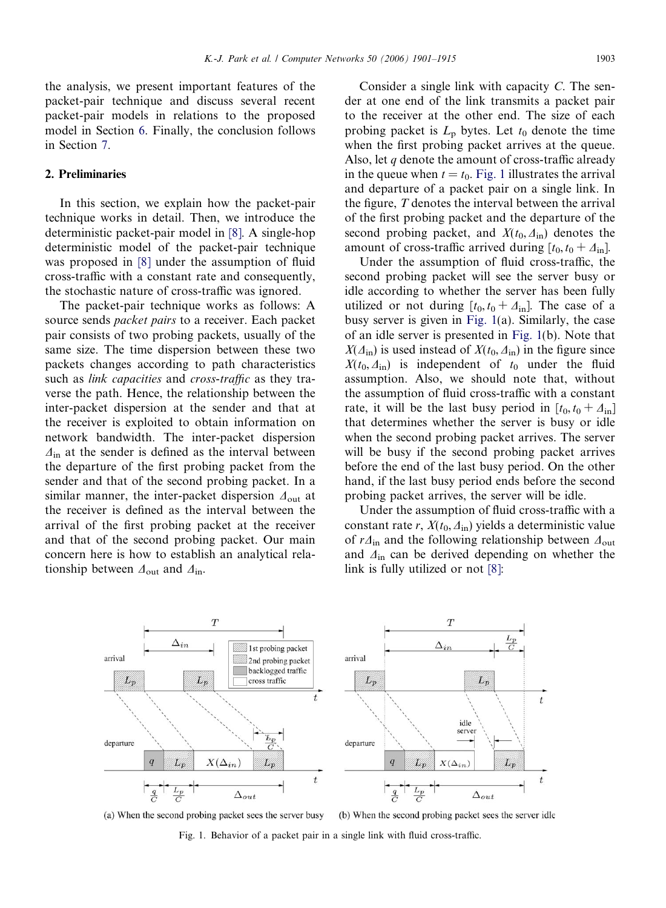the analysis, we present important features of the packet-pair technique and discuss several recent packet-pair models in relations to the proposed model in Section 6. Finally, the conclusion follows in Section 7.

## 2. Preliminaries

In this section, we explain how the packet-pair technique works in detail. Then, we introduce the deterministic packet-pair model in [8]. A single-hop deterministic model of the packet-pair technique was proposed in [8] under the assumption of fluid cross-traffic with a constant rate and consequently, the stochastic nature of cross-traffic was ignored.

The packet-pair technique works as follows: A source sends *packet pairs* to a receiver. Each packet pair consists of two probing packets, usually of the same size. The time dispersion between these two packets changes according to path characteristics such as *link capacities* and *cross-traffic* as they traverse the path. Hence, the relationship between the inter-packet dispersion at the sender and that at the receiver is exploited to obtain information on network bandwidth. The inter-packet dispersion $\Delta_{\text{in}}$ at the sender is defined as the interval between the departure of the first probing packet from the sender and that of the second probing packet. In a similar manner, the inter-packet dispersion $\Delta_{\text{out}}$ at the receiver is defined as the interval between the arrival of the first probing packet at the receiver and that of the second probing packet. Our main concern here is how to establish an analytical relationship between $\Delta_{\text{out}}$ and $\Delta_{\text{in}}$.

Consider a single link with capacity $C$. The sender at one end of the link transmits a packet pair to the receiver at the other end. The size of each probing packet is $L_{\text{p}}$ bytes. Let $t_0$ denote the time when the first probing packet arrives at the queue. Also, let $q$ denote the amount of cross-traffic already in the queue when $t = t_0$. Fig. 1 illustrates the arrival and departure of a packet pair on a single link. In the figure, $T$ denotes the interval between the arrival of the first probing packet and the departure of the second probing packet, and $X(t_0, \Delta_{\text{in}})$ denotes the amount of cross-traffic arrived during $[t_0, t_0 + \Delta_{\text{in}}]$.

Under the assumption of fluid cross-traffic, the second probing packet will see the server busy or idle according to whether the server has been fully utilized or not during $[t_0, t_0 + \Delta_{\text{in}}]$. The case of a busy server is given in Fig. 1(a). Similarly, the case of an idle server is presented in Fig. 1(b). Note that $X(\Delta_{\text{in}})$ is used instead of $X(t_0, \Delta_{\text{in}})$ in the figure since $X(t_0, \Delta_{\text{in}})$ is independent of $t_0$ under the fluid assumption. Also, we should note that, without the assumption of fluid cross-traffic with a constant rate, it will be the last busy period in $[t_0, t_0 + \Delta_{\text{in}}]$ that determines whether the server is busy or idle when the second probing packet arrives. The server will be busy if the second probing packet arrives before the end of the last busy period. On the other hand, if the last busy period ends before the second probing packet arrives, the server will be idle.

Under the assumption of fluid cross-traffic with a constant rate $r$, $X(t_0, \Delta_{\text{in}})$ yields a deterministic value of $r\Delta_{\text{in}}$ and the following relationship between $\Delta_{\text{out}}$ and $\Delta_{\text{in}}$ can be derived depending on whether the link is fully utilized or not [8]:

(a) When the second probing packet sees the server busy (b) When the second probing packet sees the server idle

Fig. 1. Behavior of a packet pair in a single link with fluid cross-traffic.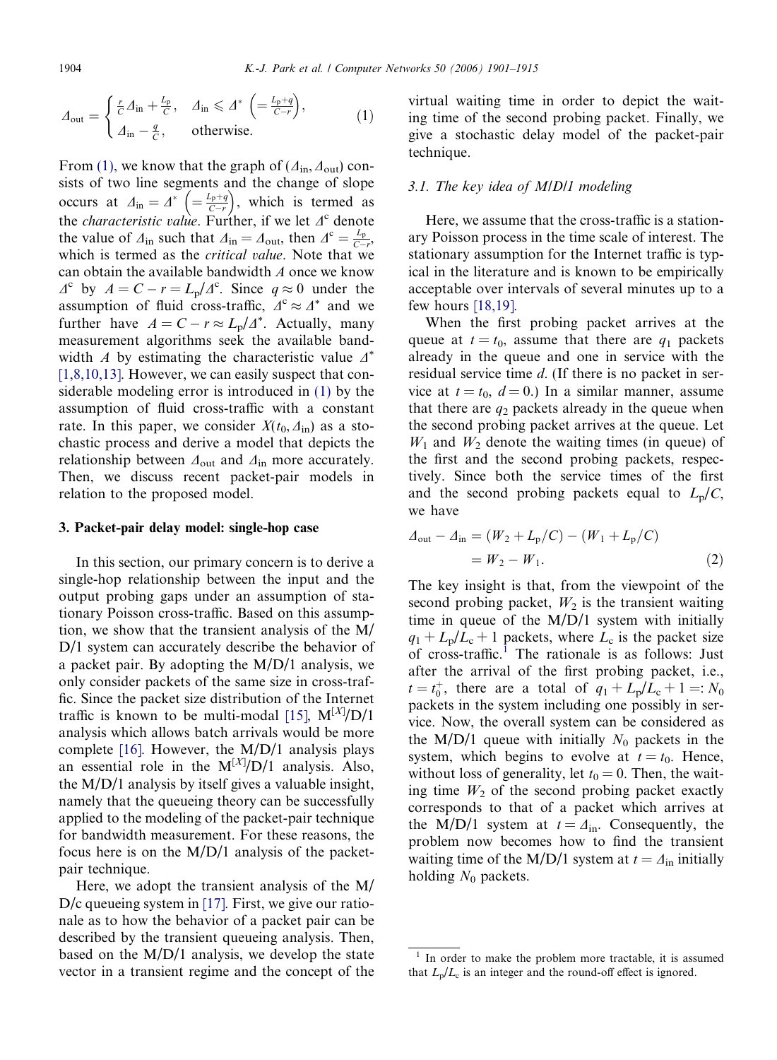$$
\Delta_{\text{out}} = \begin{cases} \frac{r}{C}\Delta_{\text{in}} + \frac{L_{\text{p}}}{C}, & \Delta_{\text{in}} \leqslant \Delta^* \left(= \frac{L_{\text{p}}+q}{C-r}\right), \\ \Delta_{\text{in}} - \frac{q}{C}, & \text{otherwise.} \end{cases} \tag{1}
$$

From (1), we know that the graph of $(\Delta_{\text{in}}, \Delta_{\text{out}})$ consists of two line segments and the change of slope occurs at $\Delta_{\text{in}} = \Delta^* \left(= \frac{L_{\text{p}}+q}{C-r}\right)$, which is termed as the *characteristic value*. Further, if we let $\Delta^{\text{c}}$ denote the value of $\Delta_{\text{in}}$ such that $\Delta_{\text{in}} = \Delta_{\text{out}}$, then $\Delta^{\text{c}} = \frac{L_{\text{p}}}{C-r}$, which is termed as the *critical value*. Note that we can obtain the available bandwidth $A$ once we know $\Delta^{\text{c}}$ by $A = C - r = L_{\text{p}}/\Delta^{\text{c}}$. Since $q \approx 0$ under the assumption of fluid cross-traffic, $\Delta^{\text{c}} \approx \Delta^*$ and we further have $A = C - r \approx L_{\text{p}}/\Delta^*$. Actually, many measurement algorithms seek the available bandwidth $A$ by estimating the characteristic value $\Delta^*$ [1,8,10,13]. However, we can easily suspect that considerable modeling error is introduced in (1) by the assumption of fluid cross-traffic with a constant rate. In this paper, we consider $X(t_0, \Delta_{\text{in}})$ as a stochastic process and derive a model that depicts the relationship between $\Delta_{\text{out}}$ and $\Delta_{\text{in}}$ more accurately. Then, we discuss recent packet-pair models in relation to the proposed model.

## 3. Packet-pair delay model: single-hop case

In this section, our primary concern is to derive a single-hop relationship between the input and the output probing gaps under an assumption of stationary Poisson cross-traffic. Based on this assumption, we show that the transient analysis of the M/D/1 system can accurately describe the behavior of a packet pair. By adopting the M/D/1 analysis, we only consider packets of the same size in cross-traffic. Since the packet size distribution of the Internet traffic is known to be multi-modal [15], $\text{M}^{[X]}$/D/1 analysis which allows batch arrivals would be more complete [16]. However, the M/D/1 analysis plays an essential role in the $\text{M}^{[X]}$/D/1 analysis. Also, the M/D/1 analysis by itself gives a valuable insight, namely that the queueing theory can be successfully applied to the modeling of the packet-pair technique for bandwidth measurement. For these reasons, the focus here is on the M/D/1 analysis of the packet-pair technique.

Here, we adopt the transient analysis of the M/D/c queueing system in [17]. First, we give our rationale as to how the behavior of a packet pair can be described by the transient queueing analysis. Then, based on the M/D/1 analysis, we develop the state vector in a transient regime and the concept of the virtual waiting time in order to depict the waiting time of the second probing packet. Finally, we give a stochastic delay model of the packet-pair technique.

### 3.1. The key idea of M/D/1 modeling

Here, we assume that the cross-traffic is a stationary Poisson process in the time scale of interest. The stationary assumption for the Internet traffic is typical in the literature and is known to be empirically acceptable over intervals of several minutes up to a few hours [18,19].

When the first probing packet arrives at the queue at $t = t_0$, assume that there are $q_1$ packets already in the queue and one in service with the residual service time $d$. (If there is no packet in service at $t = t_0$, $d = 0$.) In a similar manner, assume that there are $q_2$ packets already in the queue when the second probing packet arrives at the queue. Let $W_1$ and $W_2$ denote the waiting times (in queue) of the first and the second probing packets, respectively. Since both the service times of the first and the second probing packets equal to $L_{\text{p}}/C$, we have

$$
\begin{aligned}
\Delta_{\text{out}} - \Delta_{\text{in}} &= (W_2 + L_{\text{p}}/C) - (W_1 + L_{\text{p}}/C) \\
&= W_2 - W_1.
\end{aligned} \tag{2}
$$

The key insight is that, from the viewpoint of the second probing packet, $W_2$ is the transient waiting time in queue of the M/D/1 system with initially $q_1 + L_{\text{p}}/L_{\text{c}} + 1$ packets, where $L_{\text{c}}$ is the packet size of cross-traffic.[1] The rationale is as follows: Just after the arrival of the first probing packet, i.e., $t = t_0^+$, there are a total of $q_1 + L_{\text{p}}/L_{\text{c}} + 1 =: N_0$ packets in the system including one possibly in service. Now, the overall system can be considered as the M/D/1 queue with initially $N_0$ packets in the system, which begins to evolve at $t = t_0$. Hence, without loss of generality, let $t_0 = 0$. Then, the waiting time $W_2$ of the second probing packet exactly corresponds to that of a packet which arrives at the M/D/1 system at $t = \Delta_{\text{in}}$. Consequently, the problem now becomes how to find the transient waiting time of the M/D/1 system at $t = \Delta_{\text{in}}$ initially holding $N_0$ packets.

---

[1] In order to make the problem more tractable, it is assumed that $L_{\text{p}}/L_{\text{c}}$ is an integer and the round-off effect is ignored.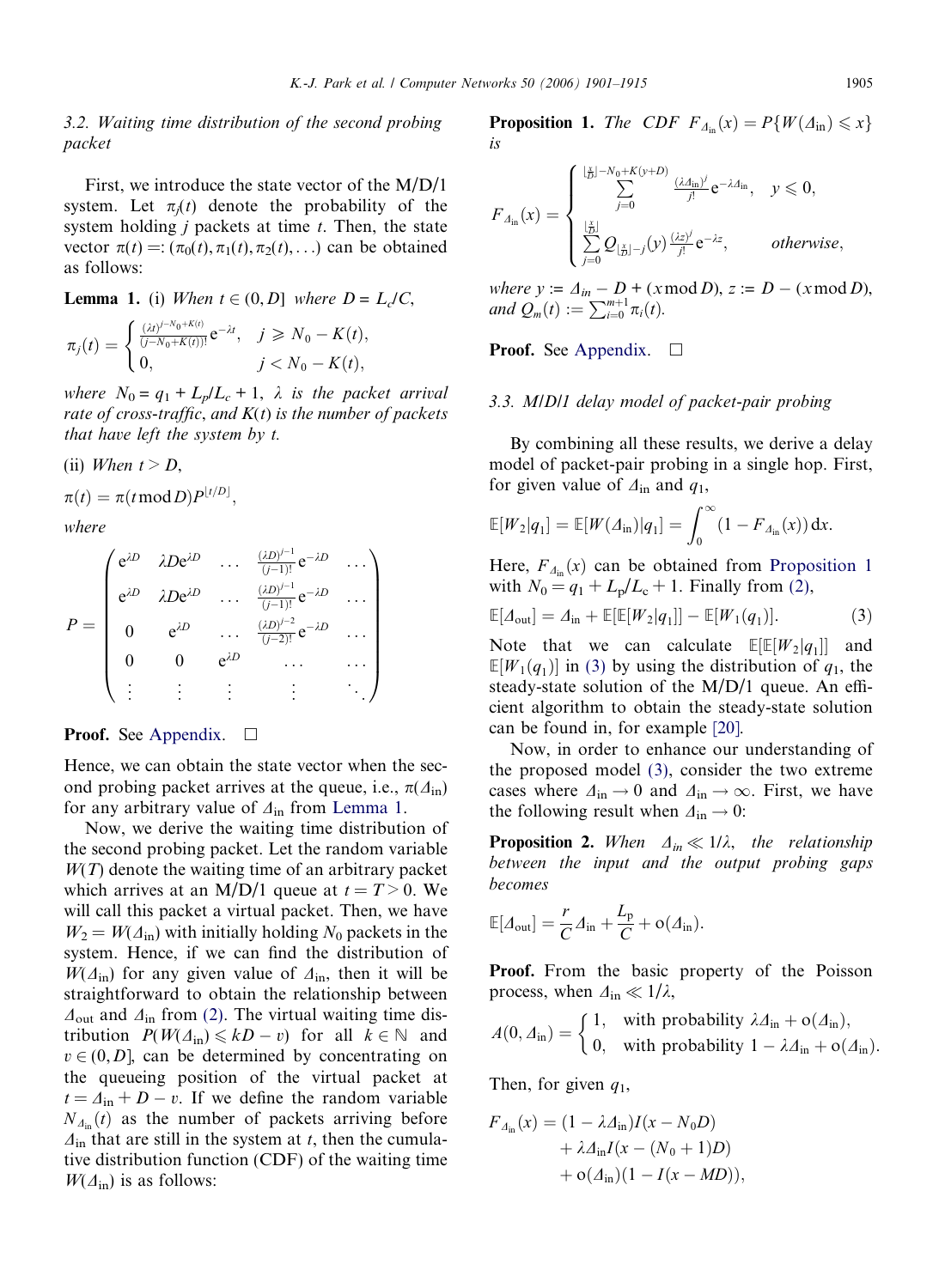### 3.2. Waiting time distribution of the second probing packet

First, we introduce the state vector of the M/D/1 system. Let $\pi_j(t)$ denote the probability of the system holding $j$ packets at time $t$. Then, the state vector $\pi(t) =: (\pi_0(t), \pi_1(t), \pi_2(t), \ldots)$ can be obtained as follows:

**Lemma 1.** *(i) When $t \in (0, D]$ where $D = L_c/C$,*

$$\pi_j(t) = \begin{cases} \frac{(\lambda t)^{j-N_0+K(t)}}{(j-N_0+K(t))!} e^{-\lambda t}, & j \geqslant N_0 - K(t), \\ 0, & j < N_0 - K(t), \end{cases}$$

*where $N_0 = q_1 + L_p/L_c + 1$, $\lambda$ is the packet arrival rate of cross-traffic, and $K(t)$ is the number of packets that have left the system by $t$.*

*(ii) When $t > D$,*

$$\pi(t) = \pi(t \bmod D) P^{\lfloor t/D \rfloor},$$

*where*

$$P = \begin{pmatrix} e^{\lambda D} & \lambda D e^{\lambda D} & \ldots & \frac{(\lambda D)^{j-1}}{(j-1)!} e^{-\lambda D} & \ldots \\ e^{\lambda D} & \lambda D e^{\lambda D} & \ldots & \frac{(\lambda D)^{j-1}}{(j-1)!} e^{-\lambda D} & \ldots \\ 0 & e^{\lambda D} & \ldots & \frac{(\lambda D)^{j-2}}{(j-2)!} e^{-\lambda D} & \ldots \\ 0 & 0 & e^{\lambda D} & \ldots & \ldots \\ \vdots & \vdots & \vdots & \vdots & \ddots \end{pmatrix}$$

**Proof.** See Appendix. □

Hence, we can obtain the state vector when the second probing packet arrives at the queue, i.e., $\pi(\Delta_{\text{in}})$ for any arbitrary value of $\Delta_{\text{in}}$ from Lemma 1.

Now, we derive the waiting time distribution of the second probing packet. Let the random variable $W(T)$ denote the waiting time of an arbitrary packet which arrives at an M/D/1 queue at $t = T > 0$. We will call this packet a virtual packet. Then, we have $W_2 = W(\Delta_{\text{in}})$ with initially holding $N_0$ packets in the system. Hence, if we can find the distribution of $W(\Delta_{\text{in}})$ for any given value of $\Delta_{\text{in}}$, then it will be straightforward to obtain the relationship between $\Delta_{\text{out}}$ and $\Delta_{\text{in}}$ from (2). The virtual waiting time distribution $P(W(\Delta_{\text{in}}) \leqslant kD - v)$ for all $k \in \mathbb{N}$ and $v \in (0, D]$, can be determined by concentrating on the queueing position of the virtual packet at $t = \Delta_{\text{in}} + D - v$. If we define the random variable $N_{\Delta_{\text{in}}}(t)$ as the number of packets arriving before $\Delta_{\text{in}}$ that are still in the system at $t$, then the cumulative distribution function (CDF) of the waiting time $W(\Delta_{\text{in}})$ is as follows:

**Proposition 1.** *The CDF $F_{\Delta_{\text{in}}}(x) = P\{W(\Delta_{\text{in}}) \leqslant x\}$ is*

$$F_{\Delta_{\text{in}}}(x) = \begin{cases} \sum_{j=0}^{\lfloor \frac{x}{D} \rfloor - N_0 + K(y+D)} \frac{(\lambda \Delta_{\text{in}})^j}{j!} e^{-\lambda \Delta_{\text{in}}}, & y \leqslant 0, \\ \sum_{j=0}^{\lfloor \frac{x}{D} \rfloor} Q_{\lfloor \frac{x}{D} \rfloor - j}(y) \frac{(\lambda z)^j}{j!} e^{-\lambda z}, & \text{otherwise}, \end{cases}$$

*where $y := \Delta_{in} - D + (x \bmod D)$, $z := D - (x \bmod D)$, and $Q_m(t) := \sum_{i=0}^{m+1} \pi_i(t)$.*

**Proof.** See Appendix. □

### 3.3. M/D/1 delay model of packet-pair probing

By combining all these results, we derive a delay model of packet-pair probing in a single hop. First, for given value of $\Delta_{\text{in}}$ and $q_1$,

$$\mathbb{E}[W_2|q_1] = \mathbb{E}[W(\Delta_{\text{in}})|q_1] = \int_0^\infty (1 - F_{\Delta_{\text{in}}}(x))\, dx.$$

Here, $F_{\Delta_{\text{in}}}(x)$ can be obtained from Proposition 1 with $N_0 = q_1 + L_p/L_c + 1$. Finally from (2),

$$\mathbb{E}[\Delta_{\text{out}}] = \Delta_{\text{in}} + \mathbb{E}[\mathbb{E}[W_2|q_1]] - \mathbb{E}[W_1(q_1)]. \tag{3}$$

Note that we can calculate $\mathbb{E}[\mathbb{E}[W_2|q_1]]$ and $\mathbb{E}[W_1(q_1)]$ in (3) by using the distribution of $q_1$, the steady-state solution of the M/D/1 queue. An efficient algorithm to obtain the steady-state solution can be found in, for example [20].

Now, in order to enhance our understanding of the proposed model (3), consider the two extreme cases where $\Delta_{\text{in}} \to 0$ and $\Delta_{\text{in}} \to \infty$. First, we have the following result when $\Delta_{\text{in}} \to 0$:

**Proposition 2.** *When $\Delta_{in} \ll 1/\lambda$, the relationship between the input and the output probing gaps becomes*

$$\mathbb{E}[\Delta_{\text{out}}] = \frac{r}{C}\Delta_{\text{in}} + \frac{L_p}{C} + o(\Delta_{\text{in}}).$$

**Proof.** From the basic property of the Poisson process, when $\Delta_{\text{in}} \ll 1/\lambda$,

$$A(0, \Delta_{\text{in}}) = \begin{cases} 1, & \text{with probability } \lambda\Delta_{\text{in}} + o(\Delta_{\text{in}}), \\ 0, & \text{with probability } 1 - \lambda\Delta_{\text{in}} + o(\Delta_{\text{in}}). \end{cases}$$

Then, for given $q_1$,

$$\begin{aligned} F_{\Delta_{\text{in}}}(x) = &(1 - \lambda\Delta_{\text{in}}) I(x - N_0 D) \\ &+ \lambda\Delta_{\text{in}} I(x - (N_0 + 1)D) \\ &+ o(\Delta_{\text{in}})(1 - I(x - MD)), \end{aligned}$$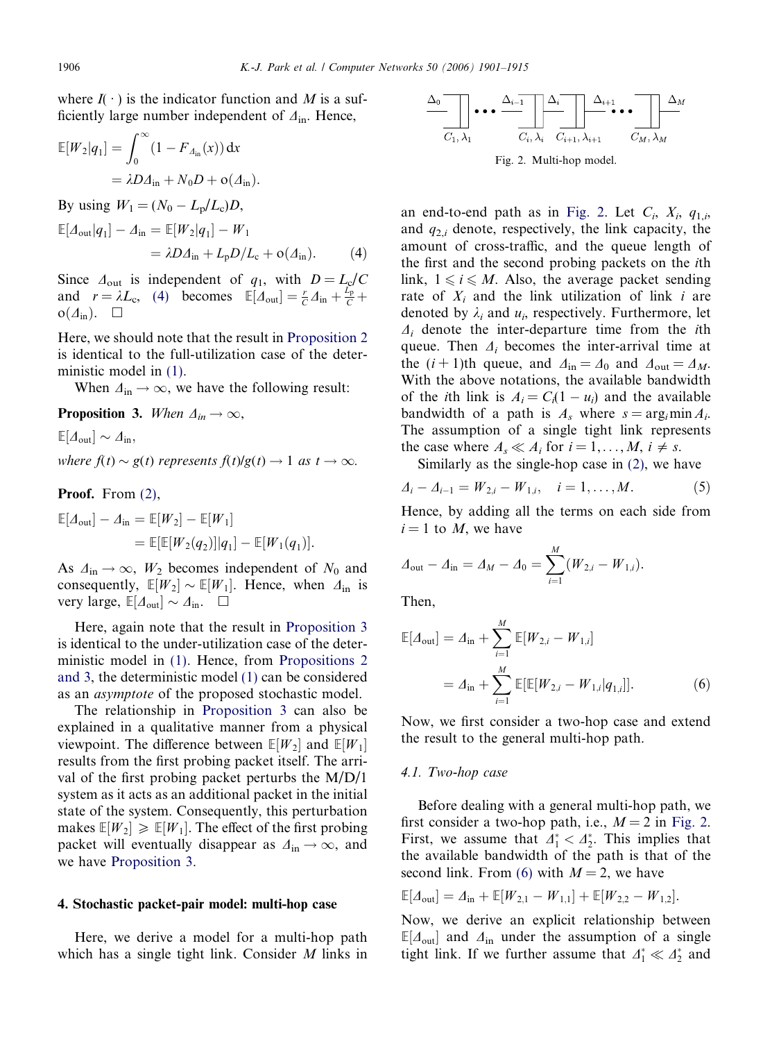where $I(\cdot)$ is the indicator function and $M$ is a sufficiently large number independent of $\Delta_{\text{in}}$. Hence,

$$\mathbb{E}[W_2|q_1] = \int_0^\infty (1 - F_{\Delta_{\text{in}}}(x))\,dx$$
$$= \lambda D \Delta_{\text{in}} + N_0 D + o(\Delta_{\text{in}}).$$

By using $W_1 = (N_0 - L_p/L_c)D$,

$$\mathbb{E}[\Delta_{\text{out}}|q_1] - \Delta_{\text{in}} = \mathbb{E}[W_2|q_1] - W_1$$
$$= \lambda D \Delta_{\text{in}} + L_p D/L_c + o(\Delta_{\text{in}}). \qquad (4)$$

Since $\Delta_{\text{out}}$ is independent of $q_1$, with $D = L_c/C$ and $r = \lambda L_c$, (4) becomes $\mathbb{E}[\Delta_{\text{out}}] = \frac{r}{C}\Delta_{\text{in}} + \frac{L_p}{C} + o(\Delta_{\text{in}})$. $\square$

Here, we should note that the result in Proposition 2 is identical to the full-utilization case of the deterministic model in (1).

When $\Delta_{\text{in}} \to \infty$, we have the following result:

**Proposition 3.** *When* $\Delta_{in} \to \infty$,

$$\mathbb{E}[\Delta_{\text{out}}] \sim \Delta_{\text{in}},$$

*where* $f(t) \sim g(t)$ *represents* $f(t)/g(t) \to 1$ *as* $t \to \infty$.

**Proof.** From (2),

$$\mathbb{E}[\Delta_{\text{out}}] - \Delta_{\text{in}} = \mathbb{E}[W_2] - \mathbb{E}[W_1]$$
$$= \mathbb{E}[\mathbb{E}[W_2(q_2)]|q_1] - \mathbb{E}[W_1(q_1)].$$

As $\Delta_{\text{in}} \to \infty$, $W_2$ becomes independent of $N_0$ and consequently, $\mathbb{E}[W_2] \sim \mathbb{E}[W_1]$. Hence, when $\Delta_{\text{in}}$ is very large, $\mathbb{E}[\Delta_{\text{out}}] \sim \Delta_{\text{in}}$. $\square$

Here, again note that the result in Proposition 3 is identical to the under-utilization case of the deterministic model in (1). Hence, from Propositions 2 and 3, the deterministic model (1) can be considered as an *asymptote* of the proposed stochastic model.

The relationship in Proposition 3 can also be explained in a qualitative manner from a physical viewpoint. The difference between $\mathbb{E}[W_2]$ and $\mathbb{E}[W_1]$ results from the first probing packet itself. The arrival of the first probing packet perturbs the M/D/1 system as it acts as an additional packet in the initial state of the system. Consequently, this perturbation makes $\mathbb{E}[W_2] \geqslant \mathbb{E}[W_1]$. The effect of the first probing packet will eventually disappear as $\Delta_{\text{in}} \to \infty$, and we have Proposition 3.

## 4. Stochastic packet-pair model: multi-hop case

Here, we derive a model for a multi-hop path which has a single tight link. Consider $M$ links in an end-to-end path as in Fig. 2. Let $C_i$, $X_i$, $q_{1,i}$, and $q_{2,i}$ denote, respectively, the link capacity, the amount of cross-traffic, and the queue length of the first and the second probing packets on the $i$th link, $1 \leqslant i \leqslant M$. Also, the average packet sending rate of $X_i$ and the link utilization of link $i$ are denoted by $\lambda_i$ and $u_i$, respectively. Furthermore, let $\Delta_i$ denote the inter-departure time from the $i$th queue. Then $\Delta_i$ becomes the inter-arrival time at the $(i+1)$th queue, and $\Delta_{\text{in}} = \Delta_0$ and $\Delta_{\text{out}} = \Delta_M$. With the above notations, the available bandwidth of the $i$th link is $A_i = C_i(1 - u_i)$ and the available bandwidth of a path is $A_s$ where $s = \arg_i \min A_i$. The assumption of a single tight link represents the case where $A_s \ll A_i$ for $i = 1, \ldots, M$, $i \neq s$.

Fig. 2. Multi-hop model.

Similarly as the single-hop case in (2), we have

$$\Delta_i - \Delta_{i-1} = W_{2,i} - W_{1,i}, \quad i = 1, \ldots, M. \qquad (5)$$

Hence, by adding all the terms on each side from $i = 1$ to $M$, we have

$$\Delta_{\text{out}} - \Delta_{\text{in}} = \Delta_M - \Delta_0 = \sum_{i=1}^{M} (W_{2,i} - W_{1,i}).$$

Then,

$$\mathbb{E}[\Delta_{\text{out}}] = \Delta_{\text{in}} + \sum_{i=1}^{M} \mathbb{E}[W_{2,i} - W_{1,i}]$$
$$= \Delta_{\text{in}} + \sum_{i=1}^{M} \mathbb{E}[\mathbb{E}[W_{2,i} - W_{1,i}|q_{1,i}]]. \qquad (6)$$

Now, we first consider a two-hop case and extend the result to the general multi-hop path.

### 4.1. Two-hop case

Before dealing with a general multi-hop path, we first consider a two-hop path, i.e., $M = 2$ in Fig. 2. First, we assume that $\Delta_1^* < \Delta_2^*$. This implies that the available bandwidth of the path is that of the second link. From (6) with $M = 2$, we have

$$\mathbb{E}[\Delta_{\text{out}}] = \Delta_{\text{in}} + \mathbb{E}[W_{2,1} - W_{1,1}] + \mathbb{E}[W_{2,2} - W_{1,2}].$$

Now, we derive an explicit relationship between $\mathbb{E}[\Delta_{\text{out}}]$ and $\Delta_{\text{in}}$ under the assumption of a single tight link. If we further assume that $\Delta_1^* \ll \Delta_2^*$ and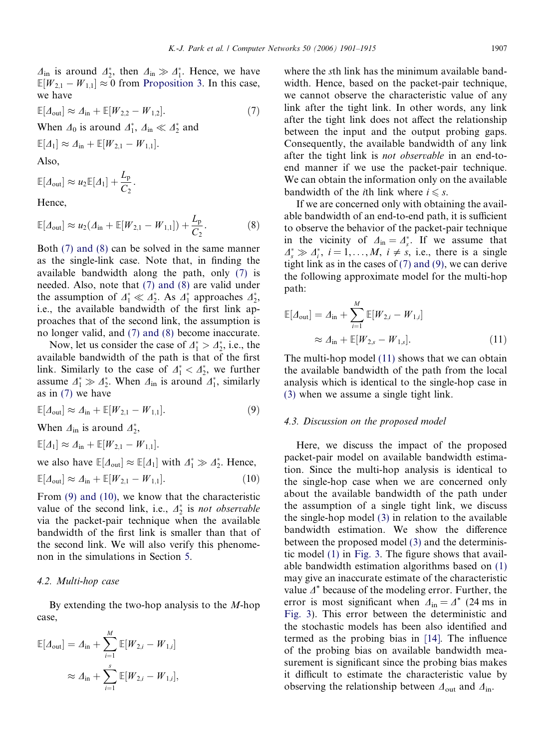$\Delta_{\text{in}}$ is around $\Delta_2^*$, then $\Delta_{\text{in}} \gg \Delta_1^*$. Hence, we have $\mathbb{E}[W_{2,1} - W_{1,1}] \approx 0$ from Proposition 3. In this case, we have

$$\mathbb{E}[\Delta_{\text{out}}] \approx \Delta_{\text{in}} + \mathbb{E}[W_{2,2} - W_{1,2}]. \tag{7}$$

When $\Delta_0$ is around $\Delta_1^*$, $\Delta_{\text{in}} \ll \Delta_2^*$ and

$$\mathbb{E}[\Delta_1] \approx \Delta_{\text{in}} + \mathbb{E}[W_{2,1} - W_{1,1}].$$

Also,

$$\mathbb{E}[\Delta_{\text{out}}] \approx u_2 \mathbb{E}[\Delta_1] + \frac{L_{\text{p}}}{C_2}.$$

Hence,

$$\mathbb{E}[\Delta_{\text{out}}] \approx u_2(\Delta_{\text{in}} + \mathbb{E}[W_{2,1} - W_{1,1}]) + \frac{L_{\text{p}}}{C_2}. \tag{8}$$

Both (7) and (8) can be solved in the same manner as the single-link case. Note that, in finding the available bandwidth along the path, only (7) is needed. Also, note that (7) and (8) are valid under the assumption of $\Delta_1^* \ll \Delta_2^*$, i.e., the available bandwidth of the first link approaches that of the second link, the assumption is no longer valid, and (7) and (8) become inaccurate.

Now, let us consider the case of $\Delta_1^* > \Delta_2^*$, i.e., the available bandwidth of the path is that of the first link. Similarly to the case of $\Delta_1^* < \Delta_2^*$, we further assume $\Delta_1^* \gg \Delta_2^*$. When $\Delta_{\text{in}}$ is around $\Delta_1^*$, similarly as in (7) we have

$$\mathbb{E}[\Delta_{\text{out}}] \approx \Delta_{\text{in}} + \mathbb{E}[W_{2,1} - W_{1,1}]. \tag{9}$$

When $\Delta_{\text{in}}$ is around $\Delta_2^*$,

$$\mathbb{E}[\Delta_1] \approx \Delta_{\text{in}} + \mathbb{E}[W_{2,1} - W_{1,1}].$$

we also have $\mathbb{E}[\Delta_{\text{out}}] \approx \mathbb{E}[\Delta_1]$ with $\Delta_1^* \gg \Delta_2^*$. Hence,

$$\mathbb{E}[\Delta_{\text{out}}] \approx \Delta_{\text{in}} + \mathbb{E}[W_{2,1} - W_{1,1}]. \tag{10}$$

From (9) and (10), we know that the characteristic value of the second link, i.e., $\Delta_2^*$ is *not observable* via the packet-pair technique when the available bandwidth of the first link is smaller than that of the second link. We will also verify this phenomenon in the simulations in Section 5.

### 4.2. Multi-hop case

By extending the two-hop analysis to the $M$-hop case,

$$\begin{aligned}\mathbb{E}[\Delta_{\text{out}}] &= \Delta_{\text{in}} + \sum_{i=1}^{M} \mathbb{E}[W_{2,i} - W_{1,i}] \\ &\approx \Delta_{\text{in}} + \sum_{i=1}^{s} \mathbb{E}[W_{2,i} - W_{1,i}],\end{aligned}$$

where the $s$th link has the minimum available bandwidth. Hence, based on the packet-pair technique, we cannot observe the characteristic value of any link after the tight link. In other words, any link after the tight link does not affect the relationship between the input and the output probing gaps. Consequently, the available bandwidth of any link after the tight link is *not observable* in an end-to-end manner if we use the packet-pair technique. We can obtain the information only on the available bandwidth of the $i$th link where $i \leqslant s$.

If we are concerned only with obtaining the available bandwidth of an end-to-end path, it is sufficient to observe the behavior of the packet-pair technique in the vicinity of $\Delta_{\text{in}} = \Delta_s^*$. If we assume that $\Delta_s^* \gg \Delta_i^*$, $i = 1, \ldots, M$, $i \neq s$, i.e., there is a single tight link as in the cases of (7) and (9), we can derive the following approximate model for the multi-hop path:

$$\begin{aligned}\mathbb{E}[\Delta_{\text{out}}] &= \Delta_{\text{in}} + \sum_{i=1}^{M} \mathbb{E}[W_{2,i} - W_{1,i}] \\ &\approx \Delta_{\text{in}} + \mathbb{E}[W_{2,s} - W_{1,s}]. \end{aligned} \tag{11}$$

The multi-hop model (11) shows that we can obtain the available bandwidth of the path from the local analysis which is identical to the single-hop case in (3) when we assume a single tight link.

### 4.3. Discussion on the proposed model

Here, we discuss the impact of the proposed packet-pair model on available bandwidth estimation. Since the multi-hop analysis is identical to the single-hop case when we are concerned only about the available bandwidth of the path under the assumption of a single tight link, we discuss the single-hop model (3) in relation to the available bandwidth estimation. We show the difference between the proposed model (3) and the deterministic model (1) in Fig. 3. The figure shows that available bandwidth estimation algorithms based on (1) may give an inaccurate estimate of the characteristic value $\Delta^*$ because of the modeling error. Further, the error is most significant when $\Delta_{\text{in}} = \Delta^*$ (24 ms in Fig. 3). This error between the deterministic and the stochastic models has been also identified and termed as the probing bias in [14]. The influence of the probing bias on available bandwidth measurement is significant since the probing bias makes it difficult to estimate the characteristic value by observing the relationship between $\Delta_{\text{out}}$ and $\Delta_{\text{in}}$.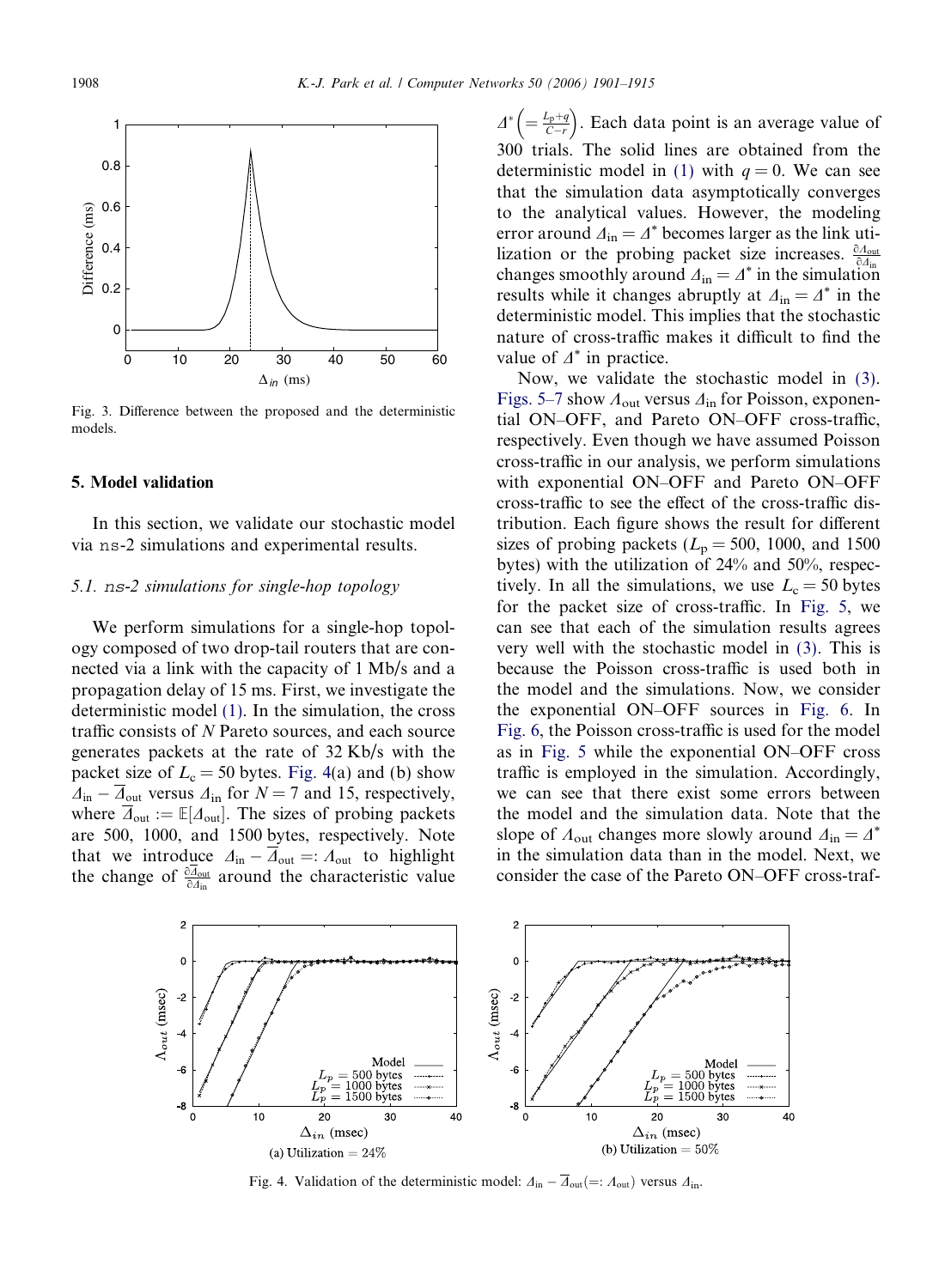Fig. 3. Difference between the proposed and the deterministic models.

## 5. Model validation

In this section, we validate our stochastic model via ns-2 simulations and experimental results.

### 5.1. ns-2 simulations for single-hop topology

We perform simulations for a single-hop topology composed of two drop-tail routers that are connected via a link with the capacity of 1 Mb/s and a propagation delay of 15 ms. First, we investigate the deterministic model (1). In the simulation, the cross traffic consists of $N$ Pareto sources, and each source generates packets at the rate of 32 Kb/s with the packet size of $L_c = 50$ bytes. Fig. 4(a) and (b) show $\Delta_{in} - \overline{\Delta}_{out}$ versus $\Delta_{in}$ for $N = 7$ and 15, respectively, where $\overline{\Delta}_{out} := \mathbb{E}[\Delta_{out}]$. The sizes of probing packets are 500, 1000, and 1500 bytes, respectively. Note that we introduce $\Delta_{in} - \overline{\Delta}_{out} =: \Lambda_{out}$ to highlight the change of $\frac{\partial \overline{\Delta}_{out}}{\partial \Delta_{in}}$ around the characteristic value $\Delta^* \left(= \frac{L_p + q}{C - r}\right)$. Each data point is an average value of 300 trials. The solid lines are obtained from the deterministic model in (1) with $q = 0$. We can see that the simulation data asymptotically converges to the analytical values. However, the modeling error around $\Delta_{in} = \Delta^*$ becomes larger as the link utilization or the probing packet size increases. $\frac{\partial \Lambda_{out}}{\partial \Delta_{in}}$ changes smoothly around $\Delta_{in} = \Delta^*$ in the simulation results while it changes abruptly at $\Delta_{in} = \Delta^*$ in the deterministic model. This implies that the stochastic nature of cross-traffic makes it difficult to find the value of $\Delta^*$ in practice.

Now, we validate the stochastic model in (3). Figs. 5–7 show $\Lambda_{out}$ versus $\Delta_{in}$ for Poisson, exponential ON–OFF, and Pareto ON–OFF cross-traffic, respectively. Even though we have assumed Poisson cross-traffic in our analysis, we perform simulations with exponential ON–OFF and Pareto ON–OFF cross-traffic to see the effect of the cross-traffic distribution. Each figure shows the result for different sizes of probing packets ($L_p = 500$, 1000, and 1500 bytes) with the utilization of 24% and 50%, respectively. In all the simulations, we use $L_c = 50$ bytes for the packet size of cross-traffic. In Fig. 5, we can see that each of the simulation results agrees very well with the stochastic model in (3). This is because the Poisson cross-traffic is used both in the model and the simulations. Now, we consider the exponential ON–OFF sources in Fig. 6. In Fig. 6, the Poisson cross-traffic is used for the model as in Fig. 5 while the exponential ON–OFF cross traffic is employed in the simulation. Accordingly, we can see that there exist some errors between the model and the simulation data. Note that the slope of $\Lambda_{out}$ changes more slowly around $\Delta_{in} = \Delta^*$ in the simulation data than in the model. Next, we consider the case of the Pareto ON–OFF cross-traf-

Fig. 4. Validation of the deterministic model: $\Delta_{in} - \overline{\Delta}_{out} (=: \Lambda_{out})$ versus $\Delta_{in}$.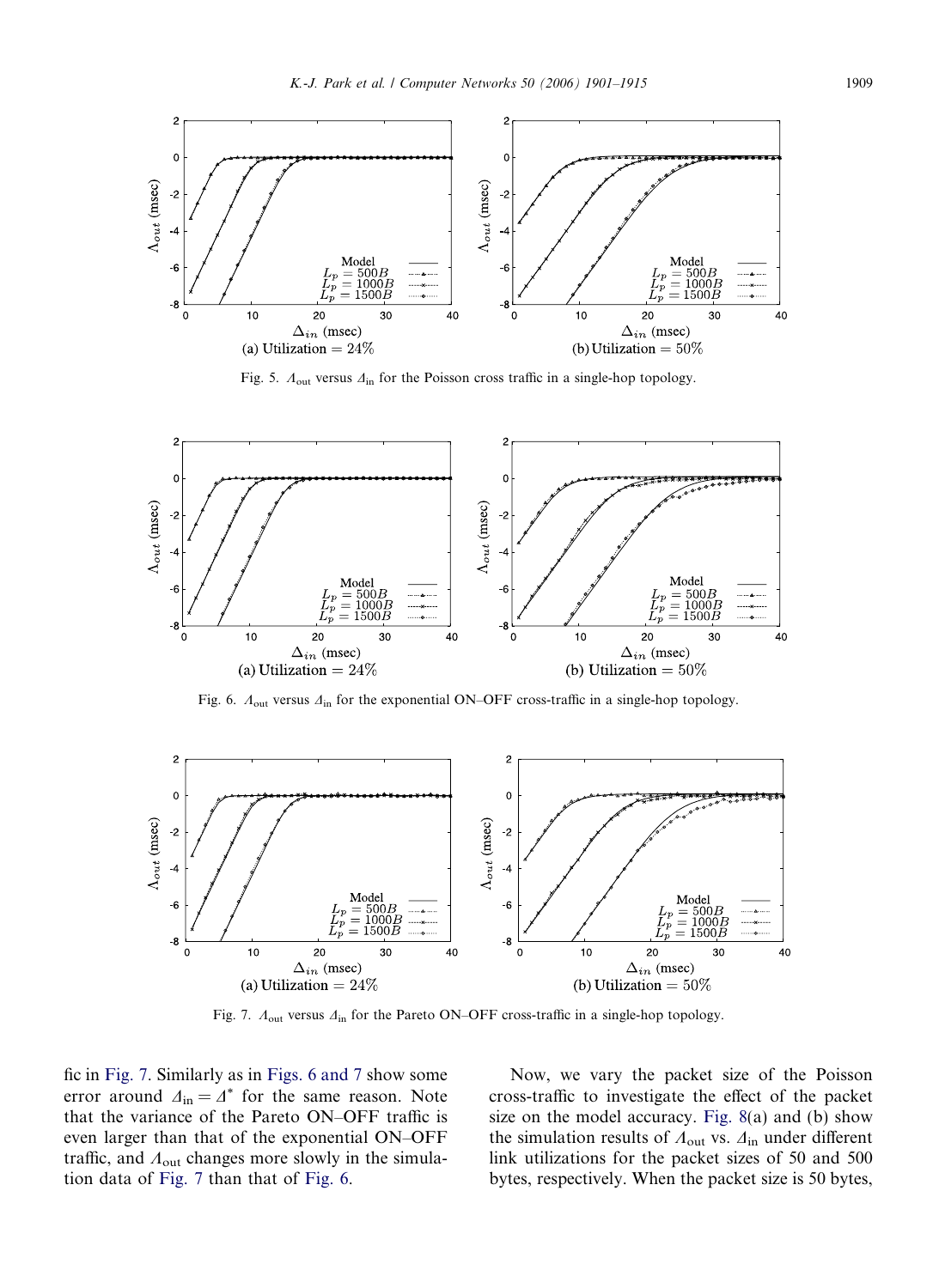Fig. 5. $\Lambda_{\text{out}}$ versus $\Delta_{\text{in}}$ for the Poisson cross traffic in a single-hop topology.

Fig. 6. $\Lambda_{\text{out}}$ versus $\Delta_{\text{in}}$ for the exponential ON–OFF cross-traffic in a single-hop topology.

Fig. 7. $\Lambda_{\text{out}}$ versus $\Delta_{\text{in}}$ for the Pareto ON–OFF cross-traffic in a single-hop topology.

fic in Fig. 7. Similarly as in Figs. 6 and 7 show some error around $\Delta_{\text{in}} = \Delta^*$ for the same reason. Note that the variance of the Pareto ON–OFF traffic is even larger than that of the exponential ON–OFF traffic, and $\Lambda_{\text{out}}$ changes more slowly in the simulation data of Fig. 7 than that of Fig. 6.

Now, we vary the packet size of the Poisson cross-traffic to investigate the effect of the packet size on the model accuracy. Fig. 8(a) and (b) show the simulation results of $\Lambda_{\text{out}}$ vs. $\Delta_{\text{in}}$ under different link utilizations for the packet sizes of 50 and 500 bytes, respectively. When the packet size is 50 bytes,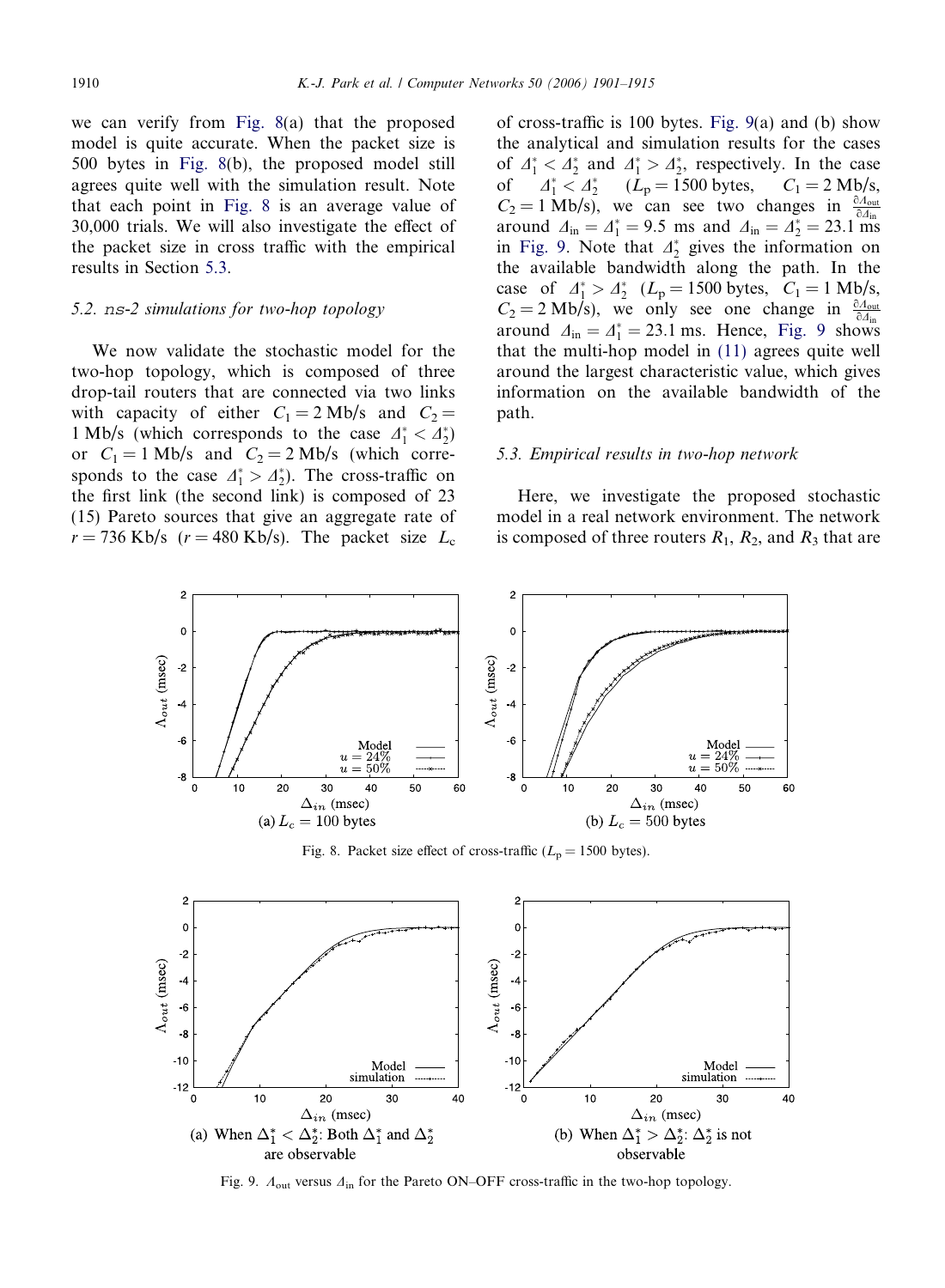we can verify from Fig. 8(a) that the proposed model is quite accurate. When the packet size is 500 bytes in Fig. 8(b), the proposed model still agrees quite well with the simulation result. Note that each point in Fig. 8 is an average value of 30,000 trials. We will also investigate the effect of the packet size in cross traffic with the empirical results in Section 5.3.

### 5.2. ns-2 simulations for two-hop topology

We now validate the stochastic model for the two-hop topology, which is composed of three drop-tail routers that are connected via two links with capacity of either $C_1 = 2$ Mb/s and $C_2 = 1$ Mb/s (which corresponds to the case $\Delta_1^* < \Delta_2^*$) or $C_1 = 1$ Mb/s and $C_2 = 2$ Mb/s (which corresponds to the case $\Delta_1^* > \Delta_2^*$). The cross-traffic on the first link (the second link) is composed of 23 (15) Pareto sources that give an aggregate rate of $r = 736$ Kb/s ($r = 480$ Kb/s). The packet size $L_c$ of cross-traffic is 100 bytes. Fig. 9(a) and (b) show the analytical and simulation results for the cases of $\Delta_1^* < \Delta_2^*$ and $\Delta_1^* > \Delta_2^*$, respectively. In the case of $\Delta_1^* < \Delta_2^*$ ($L_p = 1500$ bytes, $C_1 = 2$ Mb/s, $C_2 = 1$ Mb/s), we can see two changes in $\frac{\partial \Lambda_{\text{out}}}{\partial \Delta_{\text{in}}}$ around $\Delta_{\text{in}} = \Delta_1^* = 9.5$ ms and $\Delta_{\text{in}} = \Delta_2^* = 23.1$ ms in Fig. 9. Note that $\Delta_2^*$ gives the information on the available bandwidth along the path. In the case of $\Delta_1^* > \Delta_2^*$ ($L_p = 1500$ bytes, $C_1 = 1$ Mb/s, $C_2 = 2$ Mb/s), we only see one change in $\frac{\partial \Lambda_{\text{out}}}{\partial \Delta_{\text{in}}}$ around $\Delta_{\text{in}} = \Delta_1^* = 23.1$ ms. Hence, Fig. 9 shows that the multi-hop model in (11) agrees quite well around the largest characteristic value, which gives information on the available bandwidth of the path.

### 5.3. Empirical results in two-hop network

Here, we investigate the proposed stochastic model in a real network environment. The network is composed of three routers $R_1$, $R_2$, and $R_3$ that are

(a) $L_c = 100$ bytes (b) $L_c = 500$ bytes

Fig. 8. Packet size effect of cross-traffic ($L_p = 1500$ bytes).

(a) When $\Delta_1^* < \Delta_2^*$: Both $\Delta_1^*$ and $\Delta_2^*$ are observable (b) When $\Delta_1^* > \Delta_2^*$: $\Delta_2^*$ is not observable

Fig. 9. $\Lambda_{\text{out}}$ versus $\Delta_{\text{in}}$ for the Pareto ON–OFF cross-traffic in the two-hop topology.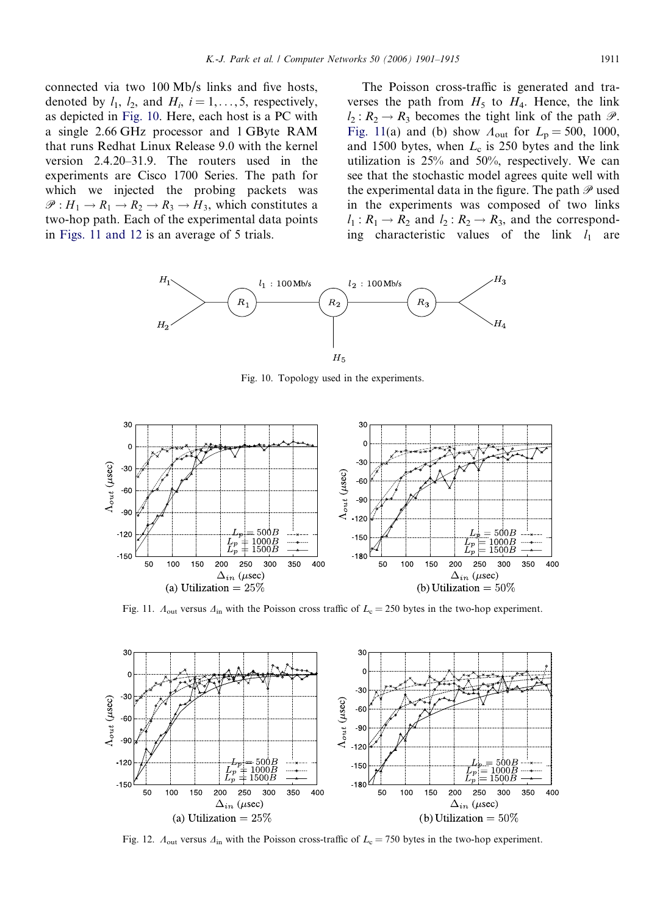connected via two 100 Mb/s links and five hosts, denoted by $l_1$, $l_2$, and $H_i$, $i = 1, \ldots, 5$, respectively, as depicted in Fig. 10. Here, each host is a PC with a single 2.66 GHz processor and 1 GByte RAM that runs Redhat Linux Release 9.0 with the kernel version 2.4.20–31.9. The routers used in the experiments are Cisco 1700 Series. The path for which we injected the probing packets was $\mathscr{P} : H_1 \rightarrow R_1 \rightarrow R_2 \rightarrow R_3 \rightarrow H_3$, which constitutes a two-hop path. Each of the experimental data points in Figs. 11 and 12 is an average of 5 trials.

The Poisson cross-traffic is generated and traverses the path from $H_5$ to $H_4$. Hence, the link $l_2 : R_2 \rightarrow R_3$ becomes the tight link of the path $\mathscr{P}$. Fig. 11(a) and (b) show $\Lambda_{\text{out}}$ for $L_{\text{p}} = 500$, 1000, and 1500 bytes, when $L_{\text{c}}$ is 250 bytes and the link utilization is 25% and 50%, respectively. We can see that the stochastic model agrees quite well with the experimental data in the figure. The path $\mathscr{P}$ used in the experiments was composed of two links $l_1 : R_1 \rightarrow R_2$ and $l_2 : R_2 \rightarrow R_3$, and the corresponding characteristic values of the link $l_1$ are

Fig. 10. Topology used in the experiments.

Fig. 11. $\Lambda_{\text{out}}$ versus $\Delta_{\text{in}}$ with the Poisson cross traffic of $L_{\text{c}} = 250$ bytes in the two-hop experiment.

Fig. 12. $\Lambda_{\text{out}}$ versus $\Delta_{\text{in}}$ with the Poisson cross-traffic of $L_{\text{c}} = 750$ bytes in the two-hop experiment.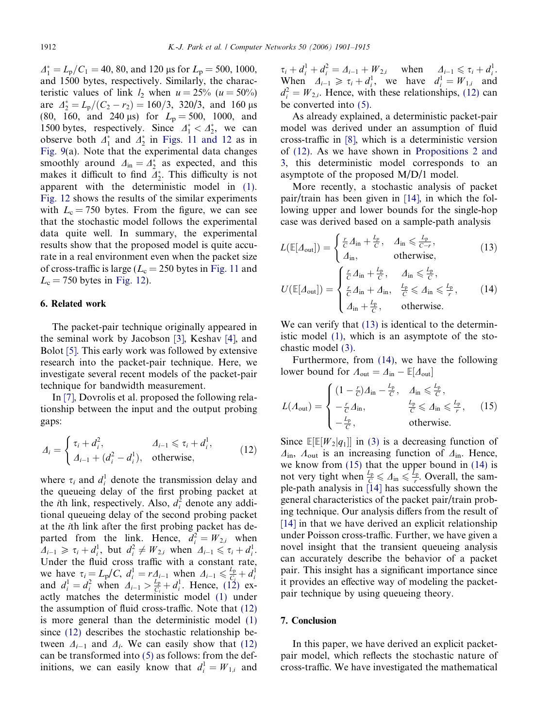$\Delta_1^* = L_p/C_1 = 40, 80$, and 120 μs for $L_p = 500, 1000$, and 1500 bytes, respectively. Similarly, the characteristic values of link $l_2$ when $u = 25\%$ ($u = 50\%$) are $\Delta_2^* = L_p/(C_2 - r_2) = 160/3$, $320/3$, and 160 μs (80, 160, and 240 μs) for $L_p = 500, 1000$, and 1500 bytes, respectively. Since $\Delta_1^* < \Delta_2^*$, we can observe both $\Delta_1^*$ and $\Delta_2^*$ in Figs. 11 and 12 as in Fig. 9(a). Note that the experimental data changes smoothly around $\Delta_{\text{in}} = \Delta_2^*$ as expected, and this makes it difficult to find $\Delta_2^*$. This difficulty is not apparent with the deterministic model in (1). Fig. 12 shows the results of the similar experiments with $L_c = 750$ bytes. From the figure, we can see that the stochastic model follows the experimental data quite well. In summary, the experimental results show that the proposed model is quite accurate in a real environment even when the packet size of cross-traffic is large ($L_c = 250$ bytes in Fig. 11 and $L_c = 750$ bytes in Fig. 12).

## 6. Related work

The packet-pair technique originally appeared in the seminal work by Jacobson [3], Keshav [4], and Bolot [5]. This early work was followed by extensive research into the packet-pair technique. Here, we investigate several recent models of the packet-pair technique for bandwidth measurement.

In [7], Dovrolis et al. proposed the following relationship between the input and the output probing gaps:

$$\Delta_i = \begin{cases} \tau_i + d_i^2, & \Delta_{i-1} \leqslant \tau_i + d_i^1, \\ \Delta_{i-1} + (d_i^2 - d_i^1), & \text{otherwise}, \end{cases} \tag{12}$$

where $\tau_i$ and $d_i^1$ denote the transmission delay and the queueing delay of the first probing packet at the $i$th link, respectively. Also, $d_i^2$ denote any additional queueing delay of the second probing packet at the $i$th link after the first probing packet has departed from the link. Hence, $d_i^2 = W_{2,i}$ when $\Delta_{i-1} \geqslant \tau_i + d_i^1$, but $d_i^2 \neq W_{2,i}$ when $\Delta_{i-1} \leqslant \tau_i + d_i^1$. Under the fluid cross traffic with a constant rate, we have $\tau_i = L_p/C$, $d_i^1 = r\Delta_{i-1}$ when $\Delta_{i-1} \leqslant \frac{L_p}{C_i} + d_i^1$ and $d_i^1 = d_i^2$ when $\Delta_{i-1} > \frac{L_p}{C_i} + d_i^1$. Hence, (12) exactly matches the deterministic model (1) under the assumption of fluid cross-traffic. Note that (12) is more general than the deterministic model (1) since (12) describes the stochastic relationship between $\Delta_{i-1}$ and $\Delta_i$. We can easily show that (12) can be transformed into (5) as follows: from the definitions, we can easily know that $d_i^1 = W_{1,i}$ and $\tau_i + d_i^1 + d_i^2 = \Delta_{i-1} + W_{2,i}$ when $\Delta_{i-1} \leqslant \tau_i + d_i^1$. When $\Delta_{i-1} \geqslant \tau_i + d_i^1$, we have $d_i^1 = W_{1,i}$ and $d_i^2 = W_{2,i}$. Hence, with these relationships, (12) can be converted into (5).

As already explained, a deterministic packet-pair model was derived under an assumption of fluid cross-traffic in [8], which is a deterministic version of (12). As we have shown in Propositions 2 and 3, this deterministic model corresponds to an asymptote of the proposed M/D/1 model.

More recently, a stochastic analysis of packet pair/train has been given in [14], in which the following upper and lower bounds for the single-hop case was derived based on a sample-path analysis

$$L(\mathbb{E}[\Delta_{\text{out}}]) = \begin{cases} \frac{r}{C}\Delta_{\text{in}} + \frac{L_p}{C}, & \Delta_{\text{in}} \leqslant \frac{L_p}{C-r}, \\ \Delta_{\text{in}}, & \text{otherwise}, \end{cases} \tag{13}$$

$$U(\mathbb{E}[\Delta_{\text{out}}]) = \begin{cases} \frac{r}{C}\Delta_{\text{in}} + \frac{L_p}{C}, & \Delta_{\text{in}} \leqslant \frac{L_p}{C}, \\ \frac{r}{C}\Delta_{\text{in}} + \Delta_{\text{in}}, & \frac{L_p}{C} \leqslant \Delta_{\text{in}} \leqslant \frac{L_p}{r}, \\ \Delta_{\text{in}} + \frac{L_p}{C}, & \text{otherwise}. \end{cases} \tag{14}$$

We can verify that (13) is identical to the deterministic model (1), which is an asymptote of the stochastic model (3).

Furthermore, from (14), we have the following lower bound for $\Lambda_{\text{out}} = \Delta_{\text{in}} - \mathbb{E}[\Delta_{\text{out}}]$

$$L(\Lambda_{\text{out}}) = \begin{cases} (1 - \frac{r}{C})\Delta_{\text{in}} - \frac{L_p}{C}, & \Delta_{\text{in}} \leqslant \frac{L_p}{C}, \\ -\frac{r}{C}\Delta_{\text{in}}, & \frac{L_p}{C} \leqslant \Delta_{\text{in}} \leqslant \frac{L_p}{r}, \\ -\frac{L_p}{C}, & \text{otherwise}. \end{cases} \tag{15}$$

Since $\mathbb{E}[\mathbb{E}[W_2|q_1]]$ in (3) is a decreasing function of $\Delta_{\text{in}}$, $\Lambda_{\text{out}}$ is an increasing function of $\Delta_{\text{in}}$. Hence, we know from (15) that the upper bound in (14) is not very tight when $\frac{L_p}{C} \leqslant \Delta_{\text{in}} \leqslant \frac{L_p}{r}$. Overall, the sample-path analysis in [14] has successfully shown the general characteristics of the packet pair/train probing technique. Our analysis differs from the result of [14] in that we have derived an explicit relationship under Poisson cross-traffic. Further, we have given a novel insight that the transient queueing analysis can accurately describe the behavior of a packet pair. This insight has a significant importance since it provides an effective way of modeling the packet-pair technique by using queueing theory.

## 7. Conclusion

In this paper, we have derived an explicit packet-pair model, which reflects the stochastic nature of cross-traffic. We have investigated the mathematical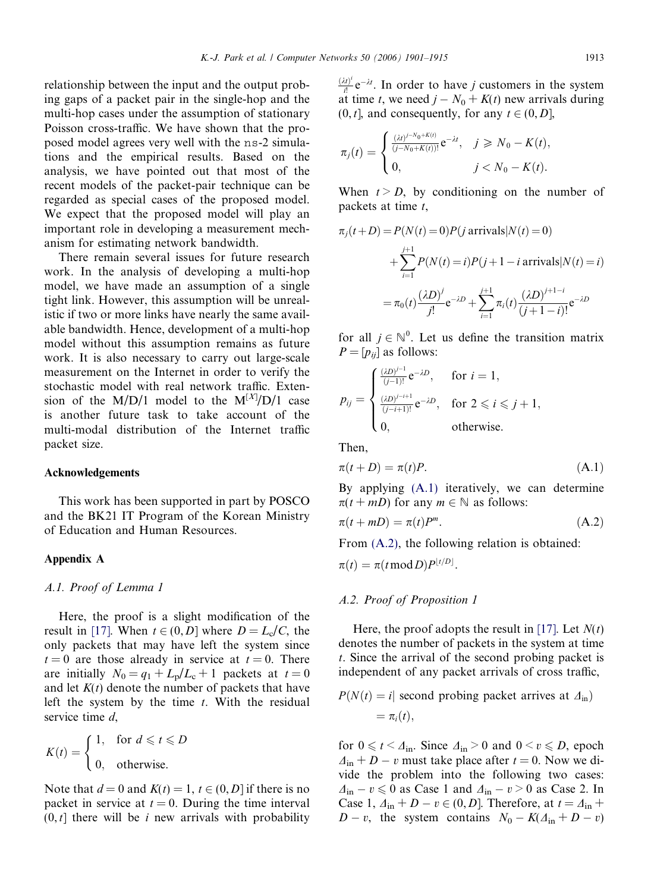relationship between the input and the output probing gaps of a packet pair in the single-hop and the multi-hop cases under the assumption of stationary Poisson cross-traffic. We have shown that the proposed model agrees very well with the ns-2 simulations and the empirical results. Based on the analysis, we have pointed out that most of the recent models of the packet-pair technique can be regarded as special cases of the proposed model. We expect that the proposed model will play an important role in developing a measurement mechanism for estimating network bandwidth.

There remain several issues for future research work. In the analysis of developing a multi-hop model, we have made an assumption of a single tight link. However, this assumption will be unrealistic if two or more links have nearly the same available bandwidth. Hence, development of a multi-hop model without this assumption remains as future work. It is also necessary to carry out large-scale measurement on the Internet in order to verify the stochastic model with real network traffic. Extension of the M/D/1 model to the $M^{[X]}/D/1$ case is another future task to take account of the multi-modal distribution of the Internet traffic packet size.

## Acknowledgements

This work has been supported in part by POSCO and the BK21 IT Program of the Korean Ministry of Education and Human Resources.

## Appendix A

### A.1. Proof of Lemma 1

Here, the proof is a slight modification of the result in [17]. When $t \in (0, D]$ where $D = L_c/C$, the only packets that may have left the system since $t = 0$ are those already in service at $t = 0$. There are initially $N_0 = q_1 + L_p/L_c + 1$ packets at $t = 0$ and let $K(t)$ denote the number of packets that have left the system by the time $t$. With the residual service time $d$,

$$K(t) = \begin{cases} 1, & \text{for } d \leqslant t \leqslant D \\ 0, & \text{otherwise.} \end{cases}$$

Note that $d = 0$ and $K(t) = 1$, $t \in (0, D]$ if there is no packet in service at $t = 0$. During the time interval $(0, t]$ there will be $i$ new arrivals with probability $\frac{(\lambda t)^i}{i!} e^{-\lambda t}$. In order to have $j$ customers in the system at time $t$, we need $j - N_0 + K(t)$ new arrivals during $(0, t]$, and consequently, for any $t \in (0, D]$,

$$\pi_j(t) = \begin{cases} \frac{(\lambda t)^{j-N_0+K(t)}}{(j-N_0+K(t))!} e^{-\lambda t}, & j \geqslant N_0 - K(t), \\ 0, & j < N_0 - K(t). \end{cases}$$

When $t > D$, by conditioning on the number of packets at time $t$,

$$\begin{aligned} \pi_j(t+D) &= P(N(t)=0)P(j \text{ arrivals}|N(t)=0) \\ &\quad + \sum_{i=1}^{j+1} P(N(t)=i)P(j+1-i \text{ arrivals}|N(t)=i) \\ &= \pi_0(t)\frac{(\lambda D)^j}{j!}e^{-\lambda D} + \sum_{i=1}^{j+1} \pi_i(t)\frac{(\lambda D)^{j+1-i}}{(j+1-i)!}e^{-\lambda D} \end{aligned}$$

for all $j \in \mathbb{N}^0$. Let us define the transition matrix $P = [p_{ij}]$ as follows:

$$p_{ij} = \begin{cases} \frac{(\lambda D)^{j-1}}{(j-1)!} e^{-\lambda D}, & \text{for } i = 1, \\ \frac{(\lambda D)^{j-i+1}}{(j-i+1)!} e^{-\lambda D}, & \text{for } 2 \leqslant i \leqslant j+1, \\ 0, & \text{otherwise.} \end{cases}$$

Then,

$$\pi(t+D) = \pi(t)P. \tag{A.1}$$

By applying (A.1) iteratively, we can determine $\pi(t + mD)$ for any $m \in \mathbb{N}$ as follows:

$$\pi(t+mD) = \pi(t)P^m. \tag{A.2}$$

From (A.2), the following relation is obtained:

$$\pi(t) = \pi(t \bmod D)P^{\lfloor t/D \rfloor}.$$

### A.2. Proof of Proposition 1

Here, the proof adopts the result in [17]. Let $N(t)$ denotes the number of packets in the system at time $t$. Since the arrival of the second probing packet is independent of any packet arrivals of cross traffic,

$$\begin{aligned} &P(N(t) = i| \text{ second probing packet arrives at } \Delta_{\text{in}}) \\ &\quad = \pi_i(t), \end{aligned}$$

for $0 \leqslant t < \Delta_{\text{in}}$. Since $\Delta_{\text{in}} > 0$ and $0 < v \leqslant D$, epoch $\Delta_{\text{in}} + D - v$ must take place after $t = 0$. Now we divide the problem into the following two cases: $\Delta_{\text{in}} - v \leqslant 0$ as Case 1 and $\Delta_{\text{in}} - v > 0$ as Case 2. In Case 1, $\Delta_{\text{in}} + D - v \in (0, D]$. Therefore, at $t = \Delta_{\text{in}} + D - v$, the system contains $N_0 - K(\Delta_{\text{in}} + D - v)$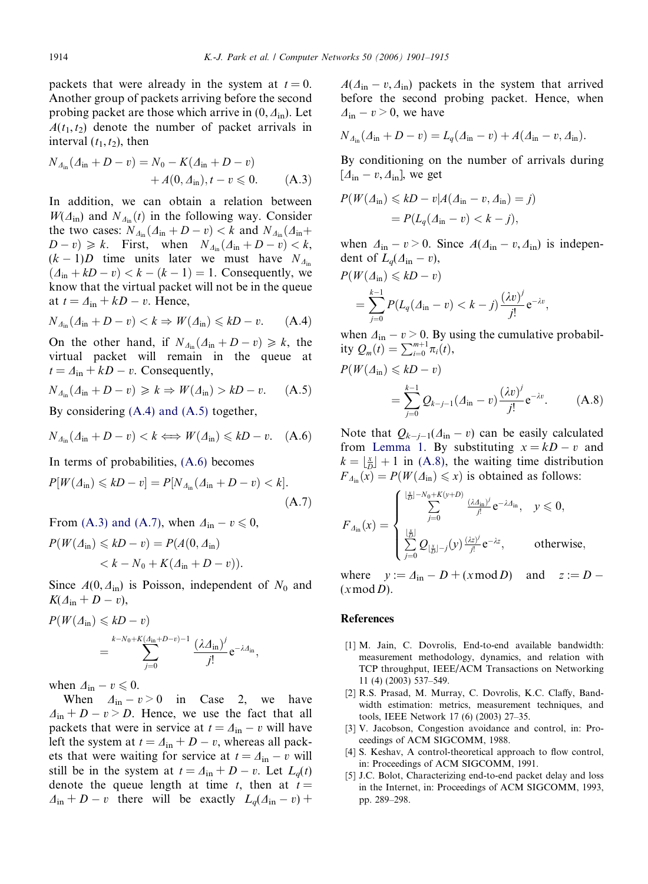packets that were already in the system at $t = 0$. Another group of packets arriving before the second probing packet are those which arrive in $(0, \Delta_{\text{in}})$. Let $A(t_1, t_2)$ denote the number of packet arrivals in interval $(t_1, t_2)$, then

$$N_{\Delta_{\text{in}}}(\Delta_{\text{in}} + D - v) = N_0 - K(\Delta_{\text{in}} + D - v) + A(0, \Delta_{\text{in}}), t - v \leqslant 0. \tag{A.3}$$

In addition, we can obtain a relation between $W(\Delta_{\text{in}})$ and $N_{\Delta_{\text{in}}}(t)$ in the following way. Consider the two cases: $N_{\Delta_{\text{in}}}(\Delta_{\text{in}} + D - v) < k$ and $N_{\Delta_{\text{in}}}(\Delta_{\text{in}} + D - v) \geqslant k$. First, when $N_{\Delta_{\text{in}}}(\Delta_{\text{in}} + D - v) < k$, $(k - 1)D$ time units later we must have $N_{\Delta_{\text{in}}}(\Delta_{\text{in}} + kD - v) < k - (k - 1) = 1$. Consequently, we know that the virtual packet will not be in the queue at $t = \Delta_{\text{in}} + kD - v$. Hence,

$$N_{\Delta_{\text{in}}}(\Delta_{\text{in}} + D - v) < k \Rightarrow W(\Delta_{\text{in}}) \leqslant kD - v. \tag{A.4}$$

On the other hand, if $N_{\Delta_{\text{in}}}(\Delta_{\text{in}} + D - v) \geqslant k$, the virtual packet will remain in the queue at $t = \Delta_{\text{in}} + kD - v$. Consequently,

$$N_{\Delta_{\text{in}}}(\Delta_{\text{in}} + D - v) \geqslant k \Rightarrow W(\Delta_{\text{in}}) > kD - v. \tag{A.5}$$

By considering (A.4) and (A.5) together,

$$N_{\Delta_{\text{in}}}(\Delta_{\text{in}} + D - v) < k \Longleftrightarrow W(\Delta_{\text{in}}) \leqslant kD - v. \tag{A.6}$$

In terms of probabilities, (A.6) becomes

$$P[W(\Delta_{\text{in}}) \leqslant kD - v] = P[N_{\Delta_{\text{in}}}(\Delta_{\text{in}} + D - v) < k]. \tag{A.7}$$

From (A.3) and (A.7), when $\Delta_{\text{in}} - v \leqslant 0$,

$$P(W(\Delta_{\text{in}}) \leqslant kD - v) = P(A(0, \Delta_{\text{in}}) < k - N_0 + K(\Delta_{\text{in}} + D - v)).$$

Since $A(0, \Delta_{\text{in}})$ is Poisson, independent of $N_0$ and $K(\Delta_{\text{in}} + D - v)$,

$$P(W(\Delta_{\text{in}}) \leqslant kD - v) = \sum_{j=0}^{k - N_0 + K(\Delta_{\text{in}} + D - v) - 1} \frac{(\lambda \Delta_{\text{in}})^j}{j!} e^{-\lambda \Delta_{\text{in}}},$$

when $\Delta_{\text{in}} - v \leqslant 0$.

When $\Delta_{\text{in}} - v > 0$ in Case 2, we have $\Delta_{\text{in}} + D - v > D$. Hence, we use the fact that all packets that were in service at $t = \Delta_{\text{in}} - v$ will have left the system at $t = \Delta_{\text{in}} + D - v$, whereas all packets that were waiting for service at $t = \Delta_{\text{in}} - v$ will still be in the system at $t = \Delta_{\text{in}} + D - v$. Let $L_q(t)$ denote the queue length at time $t$, then at $t = \Delta_{\text{in}} + D - v$ there will be exactly $L_q(\Delta_{\text{in}} - v) + A(\Delta_{\text{in}} - v, \Delta_{\text{in}})$ packets in the system that arrived before the second probing packet. Hence, when $\Delta_{\text{in}} - v > 0$, we have

$$N_{\Delta_{\text{in}}}(\Delta_{\text{in}} + D - v) = L_q(\Delta_{\text{in}} - v) + A(\Delta_{\text{in}} - v, \Delta_{\text{in}}).$$

By conditioning on the number of arrivals during $[\Delta_{\text{in}} - v, \Delta_{\text{in}}]$, we get

$$P(W(\Delta_{\text{in}}) \leqslant kD - v | A(\Delta_{\text{in}} - v, \Delta_{\text{in}}) = j) = P(L_q(\Delta_{\text{in}} - v) < k - j),$$

when $\Delta_{\text{in}} - v > 0$. Since $A(\Delta_{\text{in}} - v, \Delta_{\text{in}})$ is independent of $L_q(\Delta_{\text{in}} - v)$,

$$P(W(\Delta_{\text{in}}) \leqslant kD - v) = \sum_{j=0}^{k-1} P(L_q(\Delta_{\text{in}} - v) < k - j) \frac{(\lambda v)^j}{j!} e^{-\lambda v},$$

when $\Delta_{\text{in}} - v > 0$. By using the cumulative probability $Q_m(t) = \sum_{i=0}^{m+1} \pi_i(t)$,

$$P(W(\Delta_{\text{in}}) \leqslant kD - v) = \sum_{j=0}^{k-1} Q_{k-j-1}(\Delta_{\text{in}} - v) \frac{(\lambda v)^j}{j!} e^{-\lambda v}. \tag{A.8}$$

Note that $Q_{k-j-1}(\Delta_{\text{in}} - v)$ can be easily calculated from Lemma 1. By substituting $x = kD - v$ and $k = \lfloor \frac{x}{D} \rfloor + 1$ in (A.8), the waiting time distribution $F_{\Delta_{\text{in}}}(x) = P(W(\Delta_{\text{in}}) \leqslant x)$ is obtained as follows:

$$F_{\Delta_{\text{in}}}(x) = \begin{cases} \displaystyle\sum_{j=0}^{\lfloor \frac{x}{D} \rfloor - N_0 + K(y+D)} \frac{(\lambda \Delta_{\text{in}})^j}{j!} e^{-\lambda \Delta_{\text{in}}}, & y \leqslant 0, \\ \displaystyle\sum_{j=0}^{\lfloor \frac{x}{D} \rfloor} Q_{\lfloor \frac{x}{D} \rfloor - j}(y) \frac{(\lambda z)^j}{j!} e^{-\lambda z}, & \text{otherwise}, \end{cases}$$

where $y := \Delta_{\text{in}} - D + (x \bmod D)$ and $z := D - (x \bmod D)$.

## References

[1] M. Jain, C. Dovrolis, End-to-end available bandwidth: measurement methodology, dynamics, and relation with TCP throughput, IEEE/ACM Transactions on Networking 11 (4) (2003) 537–549.

[2] R.S. Prasad, M. Murray, C. Dovrolis, K.C. Claffy, Bandwidth estimation: metrics, measurement techniques, and tools, IEEE Network 17 (6) (2003) 27–35.

[3] V. Jacobson, Congestion avoidance and control, in: Proceedings of ACM SIGCOMM, 1988.

[4] S. Keshav, A control-theoretical approach to flow control, in: Proceedings of ACM SIGCOMM, 1991.

[5] J.C. Bolot, Characterizing end-to-end packet delay and loss in the Internet, in: Proceedings of ACM SIGCOMM, 1993, pp. 289–298.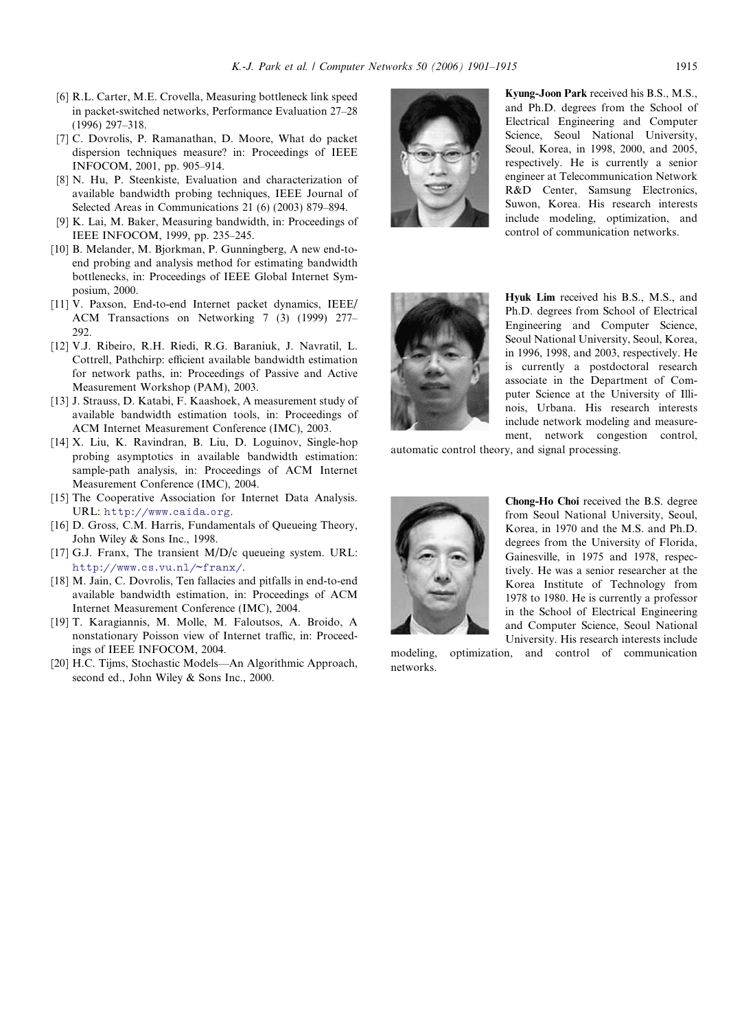[6] R.L. Carter, M.E. Crovella, Measuring bottleneck link speed in packet-switched networks, Performance Evaluation 27–28 (1996) 297–318.

[7] C. Dovrolis, P. Ramanathan, D. Moore, What do packet dispersion techniques measure? in: Proceedings of IEEE INFOCOM, 2001, pp. 905–914.

[8] N. Hu, P. Steenkiste, Evaluation and characterization of available bandwidth probing techniques, IEEE Journal of Selected Areas in Communications 21 (6) (2003) 879–894.

[9] K. Lai, M. Baker, Measuring bandwidth, in: Proceedings of IEEE INFOCOM, 1999, pp. 235–245.

[10] B. Melander, M. Bjorkman, P. Gunningberg, A new end-to-end probing and analysis method for estimating bandwidth bottlenecks, in: Proceedings of IEEE Global Internet Symposium, 2000.

[11] V. Paxson, End-to-end Internet packet dynamics, IEEE/ACM Transactions on Networking 7 (3) (1999) 277–292.

[12] V.J. Ribeiro, R.H. Riedi, R.G. Baraniuk, J. Navratil, L. Cottrell, Pathchirp: efficient available bandwidth estimation for network paths, in: Proceedings of Passive and Active Measurement Workshop (PAM), 2003.

[13] J. Strauss, D. Katabi, F. Kaashoek, A measurement study of available bandwidth estimation tools, in: Proceedings of ACM Internet Measurement Conference (IMC), 2003.

[14] X. Liu, K. Ravindran, B. Liu, D. Loguinov, Single-hop probing asymptotics in available bandwidth estimation: sample-path analysis, in: Proceedings of ACM Internet Measurement Conference (IMC), 2004.

[15] The Cooperative Association for Internet Data Analysis. URL: http://www.caida.org.

[16] D. Gross, C.M. Harris, Fundamentals of Queueing Theory, John Wiley & Sons Inc., 1998.

[17] G.J. Franx, The transient M/D/c queueing system. URL: http://www.cs.vu.nl/~franx/.

[18] M. Jain, C. Dovrolis, Ten fallacies and pitfalls in end-to-end available bandwidth estimation, in: Proceedings of ACM Internet Measurement Conference (IMC), 2004.

[19] T. Karagiannis, M. Molle, M. Faloutsos, A. Broido, A nonstationary Poisson view of Internet traffic, in: Proceedings of IEEE INFOCOM, 2004.

[20] H.C. Tijms, Stochastic Models—An Algorithmic Approach, second ed., John Wiley & Sons Inc., 2000.

**Kyung-Joon Park** received his B.S., M.S., and Ph.D. degrees from the School of Electrical Engineering and Computer Science, Seoul National University, Seoul, Korea, in 1998, 2000, and 2005, respectively. He is currently a senior engineer at Telecommunication Network R&D Center, Samsung Electronics, Suwon, Korea. His research interests include modeling, optimization, and control of communication networks.

**Hyuk Lim** received his B.S., M.S., and Ph.D. degrees from School of Electrical Engineering and Computer Science, Seoul National University, Seoul, Korea, in 1996, 1998, and 2003, respectively. He is currently a postdoctoral research associate in the Department of Computer Science at the University of Illinois, Urbana. His research interests include network modeling and measurement, network congestion control, automatic control theory, and signal processing.

**Chong-Ho Choi** received the B.S. degree from Seoul National University, Seoul, Korea, in 1970 and the M.S. and Ph.D. degrees from the University of Florida, Gainesville, in 1975 and 1978, respectively. He was a senior researcher at the Korea Institute of Technology from 1978 to 1980. He is currently a professor in the School of Electrical Engineering and Computer Science, Seoul National University. His research interests include modeling, optimization, and control of communication networks.